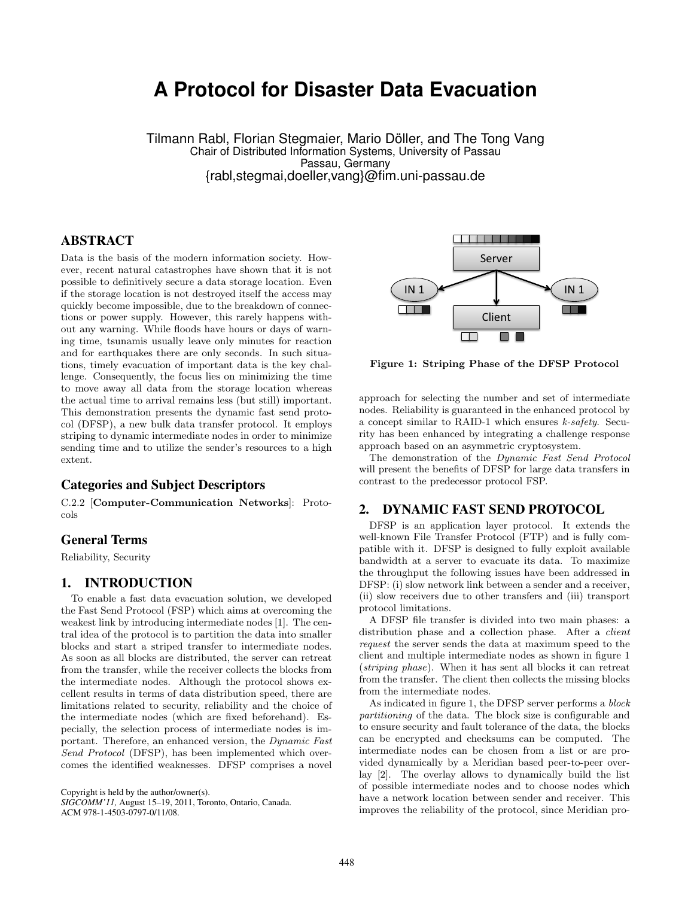# A Protocol for Disaster Data Evacuation

Tilmann Rabl, Florian Stegmaier, Mario Döller, and The Tong Vang
Chair of Distributed Information Systems, University of Passau
Passau, Germany
{rabl,stegmai,doeller,vang}@fim.uni-passau.de

## ABSTRACT

Data is the basis of the modern information society. However, recent natural catastrophes have shown that it is not possible to definitively secure a data storage location. Even if the storage location is not destroyed itself the access may quickly become impossible, due to the breakdown of connections or power supply. However, this rarely happens without any warning. While floods have hours or days of warning time, tsunamis usually leave only minutes for reaction and for earthquakes there are only seconds. In such situations, timely evacuation of important data is the key challenge. Consequently, the focus lies on minimizing the time to move away all data from the storage location whereas the actual time to arrival remains less (but still) important. This demonstration presents the dynamic fast send protocol (DFSP), a new bulk data transfer protocol. It employs striping to dynamic intermediate nodes in order to minimize sending time and to utilize the sender's resources to a high extent.

### Categories and Subject Descriptors

C.2.2 [**Computer-Communication Networks**]: Protocols

### General Terms

Reliability, Security

## 1. INTRODUCTION

To enable a fast data evacuation solution, we developed the Fast Send Protocol (FSP) which aims at overcoming the weakest link by introducing intermediate nodes [1]. The central idea of the protocol is to partition the data into smaller blocks and start a striped transfer to intermediate nodes. As soon as all blocks are distributed, the server can retreat from the transfer, while the receiver collects the blocks from the intermediate nodes. Although the protocol shows excellent results in terms of data distribution speed, there are limitations related to security, reliability and the choice of the intermediate nodes (which are fixed beforehand). Especially, the selection process of intermediate nodes is important. Therefore, an enhanced version, the *Dynamic Fast Send Protocol* (DFSP), has been implemented which overcomes the identified weaknesses. DFSP comprises a novel approach for selecting the number and set of intermediate nodes. Reliability is guaranteed in the enhanced protocol by a concept similar to RAID-1 which ensures *k-safety*. Security has been enhanced by integrating a challenge response approach based on an asymmetric cryptosystem.

Copyright is held by the author/owner(s).
*SIGCOMM'11,* August 15–19, 2011, Toronto, Ontario, Canada.
ACM 978-1-4503-0797-0/11/08.

Server

IN 1

IN 1

Client

**Figure 1: Striping Phase of the DFSP Protocol**

The demonstration of the *Dynamic Fast Send Protocol* will present the benefits of DFSP for large data transfers in contrast to the predecessor protocol FSP.

## 2. DYNAMIC FAST SEND PROTOCOL

DFSP is an application layer protocol. It extends the well-known File Transfer Protocol (FTP) and is fully compatible with it. DFSP is designed to fully exploit available bandwidth at a server to evacuate its data. To maximize the throughput the following issues have been addressed in DFSP: (i) slow network link between a sender and a receiver, (ii) slow receivers due to other transfers and (iii) transport protocol limitations.

A DFSP file transfer is divided into two main phases: a distribution phase and a collection phase. After a *client request* the server sends the data at maximum speed to the client and multiple intermediate nodes as shown in figure 1 (*striping phase*). When it has sent all blocks it can retreat from the transfer. The client then collects the missing blocks from the intermediate nodes.

As indicated in figure 1, the DFSP server performs a *block partitioning* of the data. The block size is configurable and to ensure security and fault tolerance of the data, the blocks can be encrypted and checksums can be computed. The intermediate nodes can be chosen from a list or are provided dynamically by a Meridian based peer-to-peer overlay [2]. The overlay allows to dynamically build the list of possible intermediate nodes and to choose nodes which have a network location between sender and receiver. This improves the reliability of the protocol, since Meridian pro-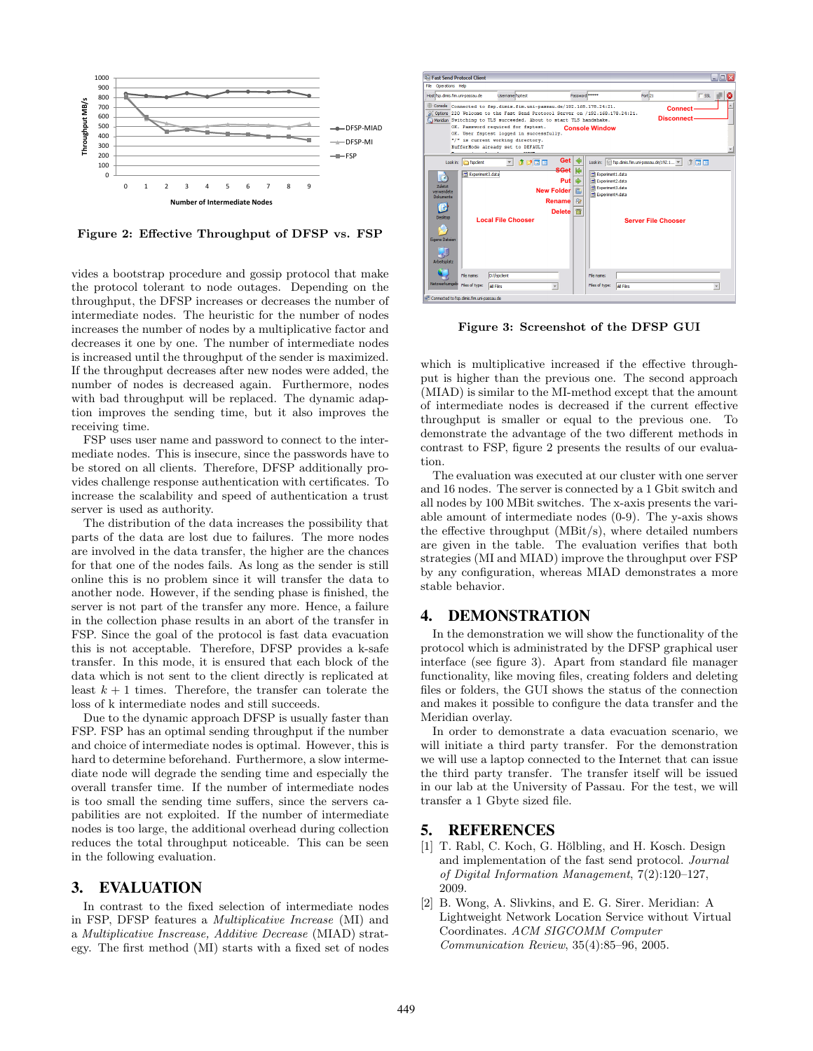1000
900
800
700
600
500
400
300
200
100
0

Throughput MB/s

0 1 2 3 4 5 6 7 8 9

Number of Intermediate Nodes

DFSP-MIAD
DFSP-MI
FSP

**Figure 2: Effective Throughput of DFSP vs. FSP**

vides a bootstrap procedure and gossip protocol that make the protocol tolerant to node outages. Depending on the throughput, the DFSP increases or decreases the number of intermediate nodes. The heuristic for the number of nodes increases the number of nodes by a multiplicative factor and decreases it one by one. The number of intermediate nodes is increased until the throughput of the sender is maximized. If the throughput decreases after new nodes were added, the number of nodes is decreased again. Furthermore, nodes with bad throughput will be replaced. The dynamic adaption improves the sending time, but it also improves the receiving time.

FSP uses user name and password to connect to the intermediate nodes. This is insecure, since the passwords have to be stored on all clients. Therefore, DFSP additionally provides challenge response authentication with certificates. To increase the scalability and speed of authentication a trust server is used as authority.

The distribution of the data increases the possibility that parts of the data are lost due to failures. The more nodes are involved in the data transfer, the higher are the chances for that one of the nodes fails. As long as the sender is still online this is no problem since it will transfer the data to another node. However, if the sending phase is finished, the server is not part of the transfer any more. Hence, a failure in the collection phase results in an abort of the transfer in FSP. Since the goal of the protocol is fast data evacuation this is not acceptable. Therefore, DFSP provides a k-safe transfer. In this mode, it is ensured that each block of the data which is not sent to the client directly is replicated at least $k + 1$ times. Therefore, the transfer can tolerate the loss of k intermediate nodes and still succeeds.

Due to the dynamic approach DFSP is usually faster than FSP. FSP has an optimal sending throughput if the number and choice of intermediate nodes is optimal. However, this is hard to determine beforehand. Furthermore, a slow intermediate node will degrade the sending time and especially the overall transfer time. If the number of intermediate nodes is too small the sending time suffers, since the servers capabilities are not exploited. If the number of intermediate nodes is too large, the additional overhead during collection reduces the total throughput noticeable. This can be seen in the following evaluation.

## 3. EVALUATION

In contrast to the fixed selection of intermediate nodes in FSP, DFSP features a *Multiplicative Increase* (MI) and a *Multiplicative Inscrease, Additive Decrease* (MIAD) strategy. The first method (MI) starts with a fixed set of nodes which is multiplicative increased if the effective throughput is higher than the previous one. The second approach (MIAD) is similar to the MI-method except that the amount of intermediate nodes is decreased if the current effective throughput is smaller or equal to the previous one. To demonstrate the advantage of the two different methods in contrast to FSP, figure 2 presents the results of our evaluation.

The evaluation was executed at our cluster with one server and 16 nodes. The server is connected by a 1 Gbit switch and all nodes by 100 MBit switches. The x-axis presents the variable amount of intermediate nodes (0-9). The y-axis shows the effective throughput (MBit/s), where detailed numbers are given in the table. The evaluation verifies that both strategies (MI and MIAD) improve the throughput over FSP by any configuration, whereas MIAD demonstrates a more stable behavior.

Fast Send Protocol Client

Connect
Disconnect
Console Window
Get
SGet
Put
New Folder
Rename
Delete
Local File Chooser
Server File Chooser

**Figure 3: Screenshot of the DFSP GUI**

## 4. DEMONSTRATION

In the demonstration we will show the functionality of the protocol which is administrated by the DFSP graphical user interface (see figure 3). Apart from standard file manager functionality, like moving files, creating folders and deleting files or folders, the GUI shows the status of the connection and makes it possible to configure the data transfer and the Meridian overlay.

In order to demonstrate a data evacuation scenario, we will initiate a third party transfer. For the demonstration we will use a laptop connected to the Internet that can issue the third party transfer. The transfer itself will be issued in our lab at the University of Passau. For the test, we will transfer a 1 Gbyte sized file.

## 5. REFERENCES

[1] T. Rabl, C. Koch, G. Hölbling, and H. Kosch. Design and implementation of the fast send protocol. *Journal of Digital Information Management*, 7(2):120–127, 2009.

[2] B. Wong, A. Slivkins, and E. G. Sirer. Meridian: A Lightweight Network Location Service without Virtual Coordinates. *ACM SIGCOMM Computer Communication Review*, 35(4):85–96, 2005.